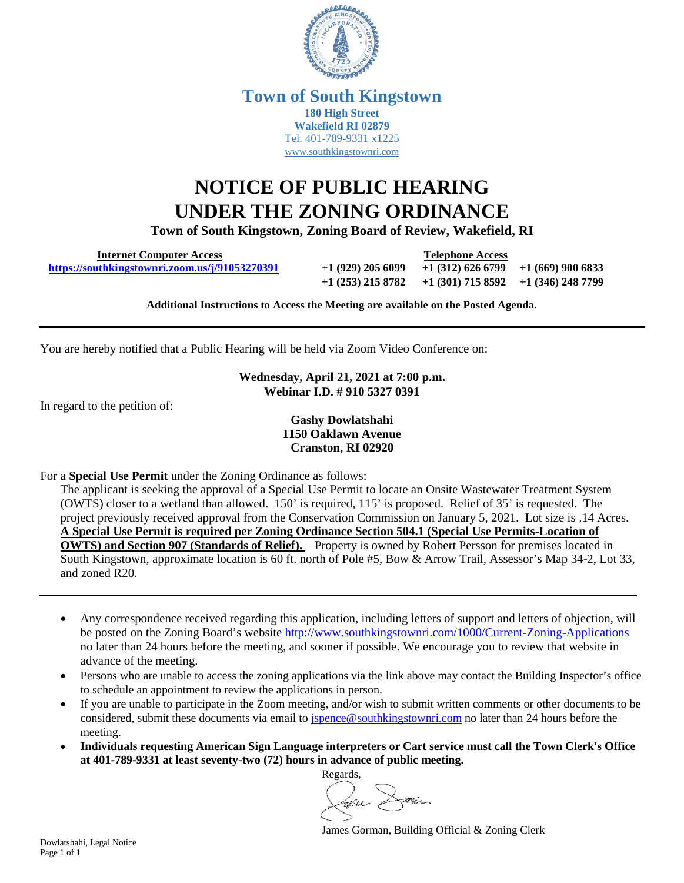# Town of South Kingstown

**180 High Street**
**Wakefield RI 02879**
Tel. 401-789-9331 x1225
www.southkingstownri.com

# NOTICE OF PUBLIC HEARING UNDER THE ZONING ORDINANCE

**Town of South Kingstown, Zoning Board of Review, Wakefield, RI**

| Internet Computer Access | Telephone Access | | |
|---|---|---|---|
| https://southkingstownri.zoom.us/j/91053270391 | +1 (929) 205 6099 | +1 (312) 626 6799 | +1 (669) 900 6833 |
| | +1 (253) 215 8782 | +1 (301) 715 8592 | +1 (346) 248 7799 |

**Additional Instructions to Access the Meeting are available on the Posted Agenda.**

---

You are hereby notified that a Public Hearing will be held via Zoom Video Conference on:

**Wednesday, April 21, 2021 at 7:00 p.m.**
**Webinar I.D. # 910 5327 0391**

In regard to the petition of:

**Gashy Dowlatshahi**
**1150 Oaklawn Avenue**
**Cranston, RI 02920**

For a **Special Use Permit** under the Zoning Ordinance as follows:

The applicant is seeking the approval of a Special Use Permit to locate an Onsite Wastewater Treatment System (OWTS) closer to a wetland than allowed. 150' is required, 115' is proposed. Relief of 35' is requested. The project previously received approval from the Conservation Commission on January 5, 2021. Lot size is .14 Acres. **A Special Use Permit is required per Zoning Ordinance Section 504.1 (Special Use Permits-Location of OWTS) and Section 907 (Standards of Relief).** Property is owned by Robert Persson for premises located in South Kingstown, approximate location is 60 ft. north of Pole #5, Bow & Arrow Trail, Assessor's Map 34-2, Lot 33, and zoned R20.

---

- Any correspondence received regarding this application, including letters of support and letters of objection, will be posted on the Zoning Board's website http://www.southkingstownri.com/1000/Current-Zoning-Applications no later than 24 hours before the meeting, and sooner if possible. We encourage you to review that website in advance of the meeting.
- Persons who are unable to access the zoning applications via the link above may contact the Building Inspector's office to schedule an appointment to review the applications in person.
- If you are unable to participate in the Zoom meeting, and/or wish to submit written comments or other documents to be considered, submit these documents via email to jspence@southkingstownri.com no later than 24 hours before the meeting.
- **Individuals requesting American Sign Language interpreters or Cart service must call the Town Clerk's Office at 401-789-9331 at least seventy-two (72) hours in advance of public meeting.**

Regards,

James Gorman, Building Official & Zoning Clerk

Dowlatshahi, Legal Notice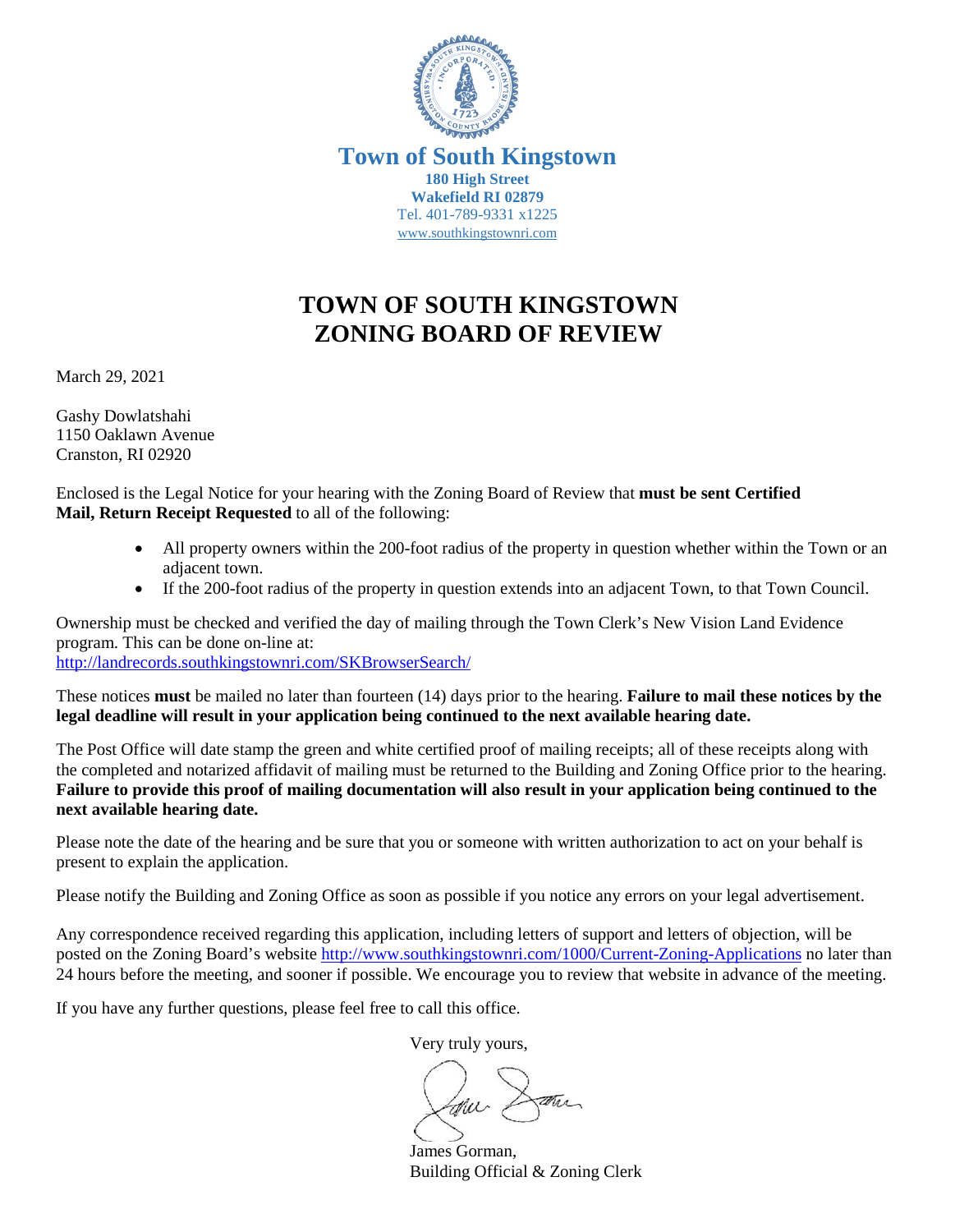**Town of South Kingstown**
**180 High Street**
**Wakefield RI 02879**
Tel. 401-789-9331 x1225
www.southkingstownri.com

# TOWN OF SOUTH KINGSTOWN
# ZONING BOARD OF REVIEW

March 29, 2021

Gashy Dowlatshahi
1150 Oaklawn Avenue
Cranston, RI 02920

Enclosed is the Legal Notice for your hearing with the Zoning Board of Review that **must be sent Certified Mail, Return Receipt Requested** to all of the following:

- All property owners within the 200-foot radius of the property in question whether within the Town or an adjacent town.
- If the 200-foot radius of the property in question extends into an adjacent Town, to that Town Council.

Ownership must be checked and verified the day of mailing through the Town Clerk's New Vision Land Evidence program. This can be done on-line at:
http://landrecords.southkingstownri.com/SKBrowserSearch/

These notices **must** be mailed no later than fourteen (14) days prior to the hearing. **Failure to mail these notices by the legal deadline will result in your application being continued to the next available hearing date.**

The Post Office will date stamp the green and white certified proof of mailing receipts; all of these receipts along with the completed and notarized affidavit of mailing must be returned to the Building and Zoning Office prior to the hearing. **Failure to provide this proof of mailing documentation will also result in your application being continued to the next available hearing date.**

Please note the date of the hearing and be sure that you or someone with written authorization to act on your behalf is present to explain the application.

Please notify the Building and Zoning Office as soon as possible if you notice any errors on your legal advertisement.

Any correspondence received regarding this application, including letters of support and letters of objection, will be posted on the Zoning Board's website http://www.southkingstownri.com/1000/Current-Zoning-Applications no later than 24 hours before the meeting, and sooner if possible. We encourage you to review that website in advance of the meeting.

If you have any further questions, please feel free to call this office.

Very truly yours,

James Gorman,
Building Official & Zoning Clerk